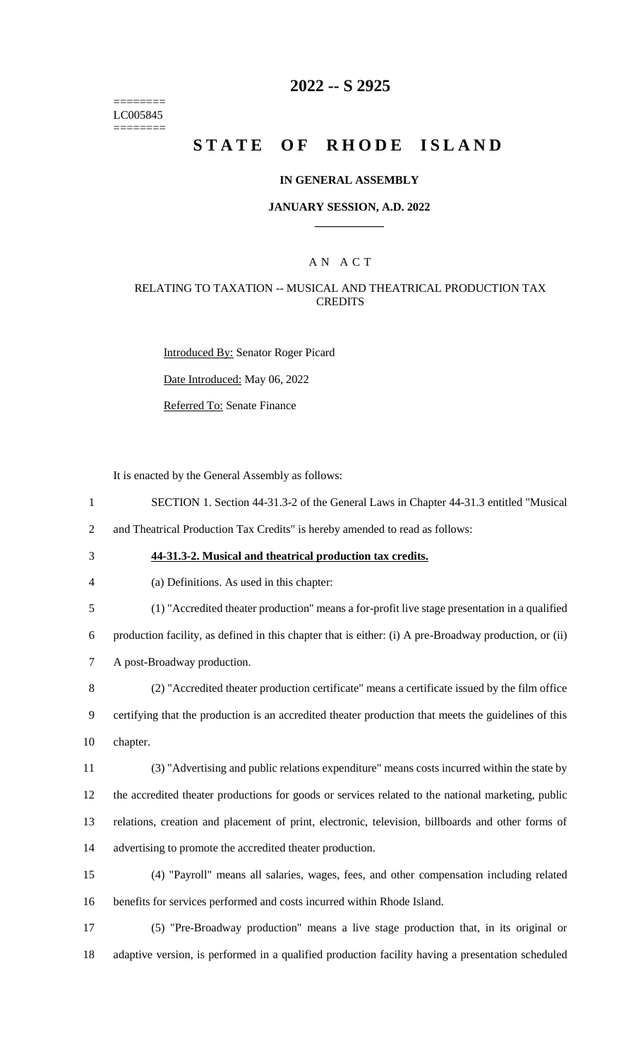========
LC005845
========

# 2022 -- S 2925

# STATE OF RHODE ISLAND

### IN GENERAL ASSEMBLY

### JANUARY SESSION, A.D. 2022

## A N A C T

### RELATING TO TAXATION -- MUSICAL AND THEATRICAL PRODUCTION TAX CREDITS

Introduced By: Senator Roger Picard

Date Introduced: May 06, 2022

Referred To: Senate Finance

It is enacted by the General Assembly as follows:

1 SECTION 1. Section 44-31.3-2 of the General Laws in Chapter 44-31.3 entitled "Musical
2 and Theatrical Production Tax Credits" is hereby amended to read as follows:

3 **44-31.3-2. Musical and theatrical production tax credits.**

4 (a) Definitions. As used in this chapter:

5 (1) "Accredited theater production" means a for-profit live stage presentation in a qualified
6 production facility, as defined in this chapter that is either: (i) A pre-Broadway production, or (ii)
7 A post-Broadway production.

8 (2) "Accredited theater production certificate" means a certificate issued by the film office
9 certifying that the production is an accredited theater production that meets the guidelines of this
10 chapter.

11 (3) "Advertising and public relations expenditure" means costs incurred within the state by
12 the accredited theater productions for goods or services related to the national marketing, public
13 relations, creation and placement of print, electronic, television, billboards and other forms of
14 advertising to promote the accredited theater production.

15 (4) "Payroll" means all salaries, wages, fees, and other compensation including related
16 benefits for services performed and costs incurred within Rhode Island.

17 (5) "Pre-Broadway production" means a live stage production that, in its original or
18 adaptive version, is performed in a qualified production facility having a presentation scheduled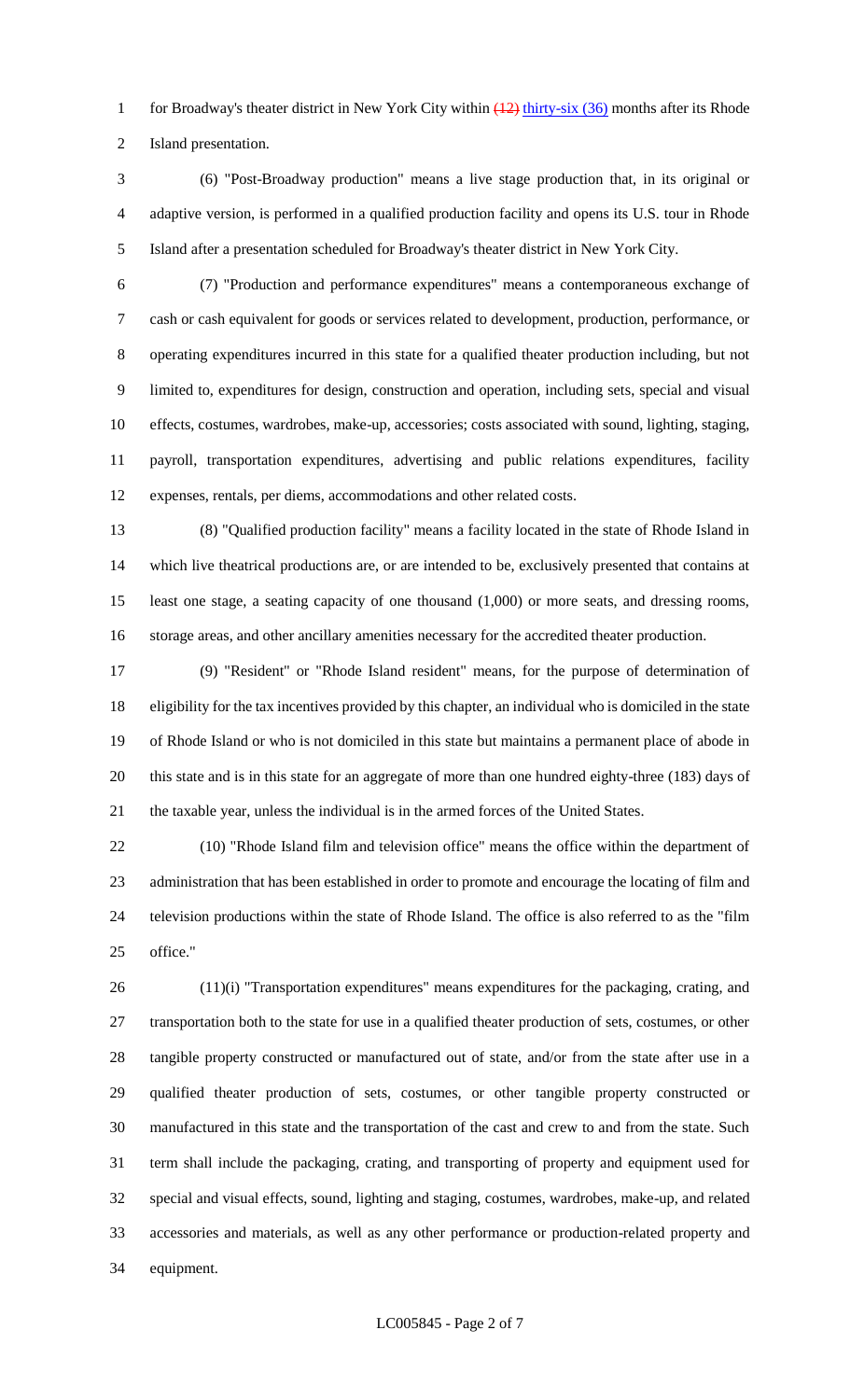for Broadway's theater district in New York City within ~~(12)~~ thirty-six (36) months after its Rhode Island presentation.

(6) "Post-Broadway production" means a live stage production that, in its original or adaptive version, is performed in a qualified production facility and opens its U.S. tour in Rhode Island after a presentation scheduled for Broadway's theater district in New York City.

(7) "Production and performance expenditures" means a contemporaneous exchange of cash or cash equivalent for goods or services related to development, production, performance, or operating expenditures incurred in this state for a qualified theater production including, but not limited to, expenditures for design, construction and operation, including sets, special and visual effects, costumes, wardrobes, make-up, accessories; costs associated with sound, lighting, staging, payroll, transportation expenditures, advertising and public relations expenditures, facility expenses, rentals, per diems, accommodations and other related costs.

(8) "Qualified production facility" means a facility located in the state of Rhode Island in which live theatrical productions are, or are intended to be, exclusively presented that contains at least one stage, a seating capacity of one thousand (1,000) or more seats, and dressing rooms, storage areas, and other ancillary amenities necessary for the accredited theater production.

(9) "Resident" or "Rhode Island resident" means, for the purpose of determination of eligibility for the tax incentives provided by this chapter, an individual who is domiciled in the state of Rhode Island or who is not domiciled in this state but maintains a permanent place of abode in this state and is in this state for an aggregate of more than one hundred eighty-three (183) days of the taxable year, unless the individual is in the armed forces of the United States.

(10) "Rhode Island film and television office" means the office within the department of administration that has been established in order to promote and encourage the locating of film and television productions within the state of Rhode Island. The office is also referred to as the "film office."

(11)(i) "Transportation expenditures" means expenditures for the packaging, crating, and transportation both to the state for use in a qualified theater production of sets, costumes, or other tangible property constructed or manufactured out of state, and/or from the state after use in a qualified theater production of sets, costumes, or other tangible property constructed or manufactured in this state and the transportation of the cast and crew to and from the state. Such term shall include the packaging, crating, and transporting of property and equipment used for special and visual effects, sound, lighting and staging, costumes, wardrobes, make-up, and related accessories and materials, as well as any other performance or production-related property and equipment.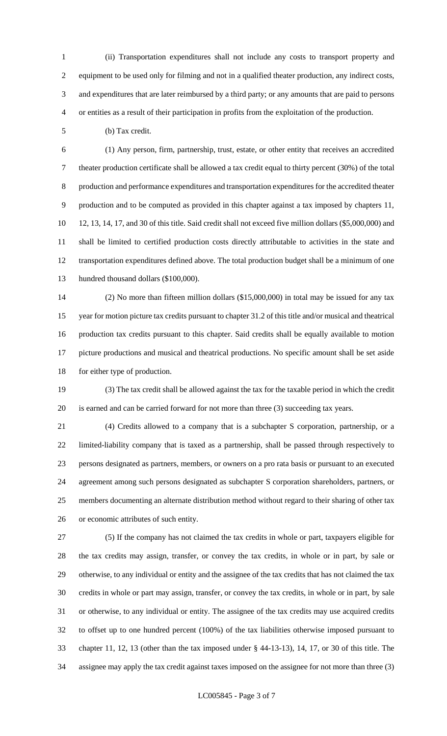(ii) Transportation expenditures shall not include any costs to transport property and equipment to be used only for filming and not in a qualified theater production, any indirect costs, and expenditures that are later reimbursed by a third party; or any amounts that are paid to persons or entities as a result of their participation in profits from the exploitation of the production.

(b) Tax credit.

(1) Any person, firm, partnership, trust, estate, or other entity that receives an accredited theater production certificate shall be allowed a tax credit equal to thirty percent (30%) of the total production and performance expenditures and transportation expenditures for the accredited theater production and to be computed as provided in this chapter against a tax imposed by chapters 11, 12, 13, 14, 17, and 30 of this title. Said credit shall not exceed five million dollars ($5,000,000) and shall be limited to certified production costs directly attributable to activities in the state and transportation expenditures defined above. The total production budget shall be a minimum of one hundred thousand dollars ($100,000).

(2) No more than fifteen million dollars ($15,000,000) in total may be issued for any tax year for motion picture tax credits pursuant to chapter 31.2 of this title and/or musical and theatrical production tax credits pursuant to this chapter. Said credits shall be equally available to motion picture productions and musical and theatrical productions. No specific amount shall be set aside for either type of production.

(3) The tax credit shall be allowed against the tax for the taxable period in which the credit is earned and can be carried forward for not more than three (3) succeeding tax years.

(4) Credits allowed to a company that is a subchapter S corporation, partnership, or a limited-liability company that is taxed as a partnership, shall be passed through respectively to persons designated as partners, members, or owners on a pro rata basis or pursuant to an executed agreement among such persons designated as subchapter S corporation shareholders, partners, or members documenting an alternate distribution method without regard to their sharing of other tax or economic attributes of such entity.

(5) If the company has not claimed the tax credits in whole or part, taxpayers eligible for the tax credits may assign, transfer, or convey the tax credits, in whole or in part, by sale or otherwise, to any individual or entity and the assignee of the tax credits that has not claimed the tax credits in whole or part may assign, transfer, or convey the tax credits, in whole or in part, by sale or otherwise, to any individual or entity. The assignee of the tax credits may use acquired credits to offset up to one hundred percent (100%) of the tax liabilities otherwise imposed pursuant to chapter 11, 12, 13 (other than the tax imposed under § 44-13-13), 14, 17, or 30 of this title. The assignee may apply the tax credit against taxes imposed on the assignee for not more than three (3)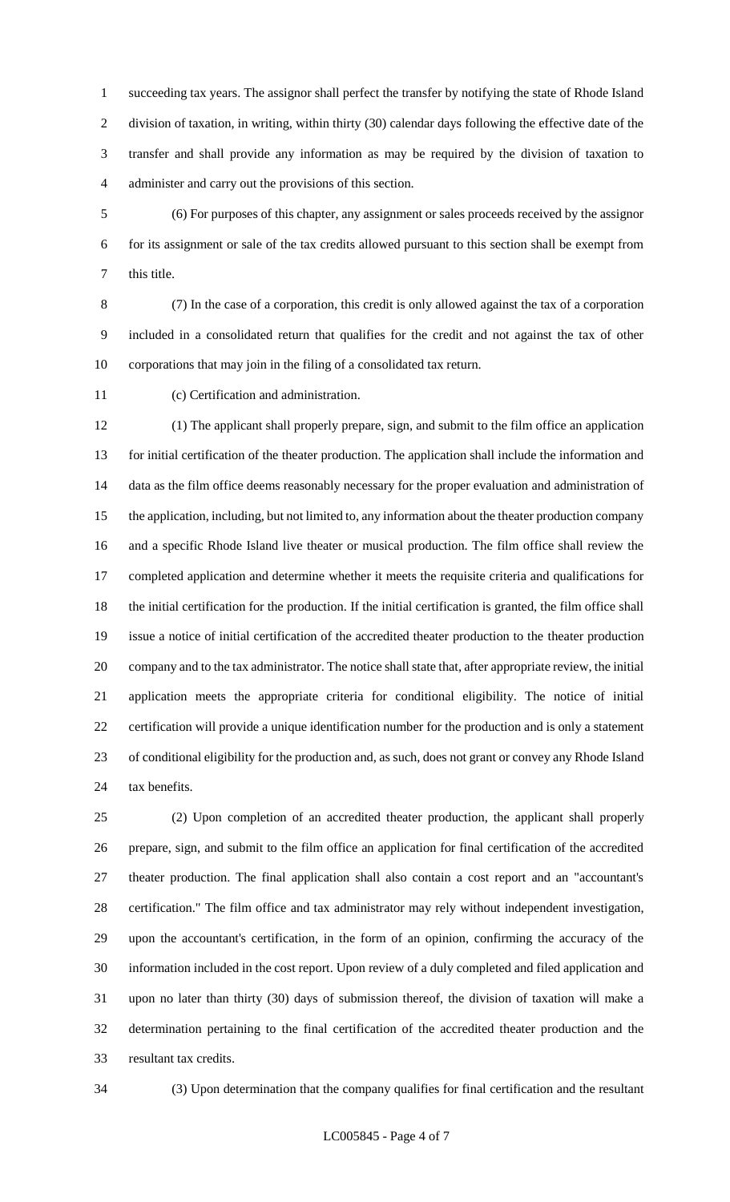succeeding tax years. The assignor shall perfect the transfer by notifying the state of Rhode Island division of taxation, in writing, within thirty (30) calendar days following the effective date of the transfer and shall provide any information as may be required by the division of taxation to administer and carry out the provisions of this section.

(6) For purposes of this chapter, any assignment or sales proceeds received by the assignor for its assignment or sale of the tax credits allowed pursuant to this section shall be exempt from this title.

(7) In the case of a corporation, this credit is only allowed against the tax of a corporation included in a consolidated return that qualifies for the credit and not against the tax of other corporations that may join in the filing of a consolidated tax return.

(c) Certification and administration.

(1) The applicant shall properly prepare, sign, and submit to the film office an application for initial certification of the theater production. The application shall include the information and data as the film office deems reasonably necessary for the proper evaluation and administration of the application, including, but not limited to, any information about the theater production company and a specific Rhode Island live theater or musical production. The film office shall review the completed application and determine whether it meets the requisite criteria and qualifications for the initial certification for the production. If the initial certification is granted, the film office shall issue a notice of initial certification of the accredited theater production to the theater production company and to the tax administrator. The notice shall state that, after appropriate review, the initial application meets the appropriate criteria for conditional eligibility. The notice of initial certification will provide a unique identification number for the production and is only a statement of conditional eligibility for the production and, as such, does not grant or convey any Rhode Island tax benefits.

(2) Upon completion of an accredited theater production, the applicant shall properly prepare, sign, and submit to the film office an application for final certification of the accredited theater production. The final application shall also contain a cost report and an "accountant's certification." The film office and tax administrator may rely without independent investigation, upon the accountant's certification, in the form of an opinion, confirming the accuracy of the information included in the cost report. Upon review of a duly completed and filed application and upon no later than thirty (30) days of submission thereof, the division of taxation will make a determination pertaining to the final certification of the accredited theater production and the resultant tax credits.

(3) Upon determination that the company qualifies for final certification and the resultant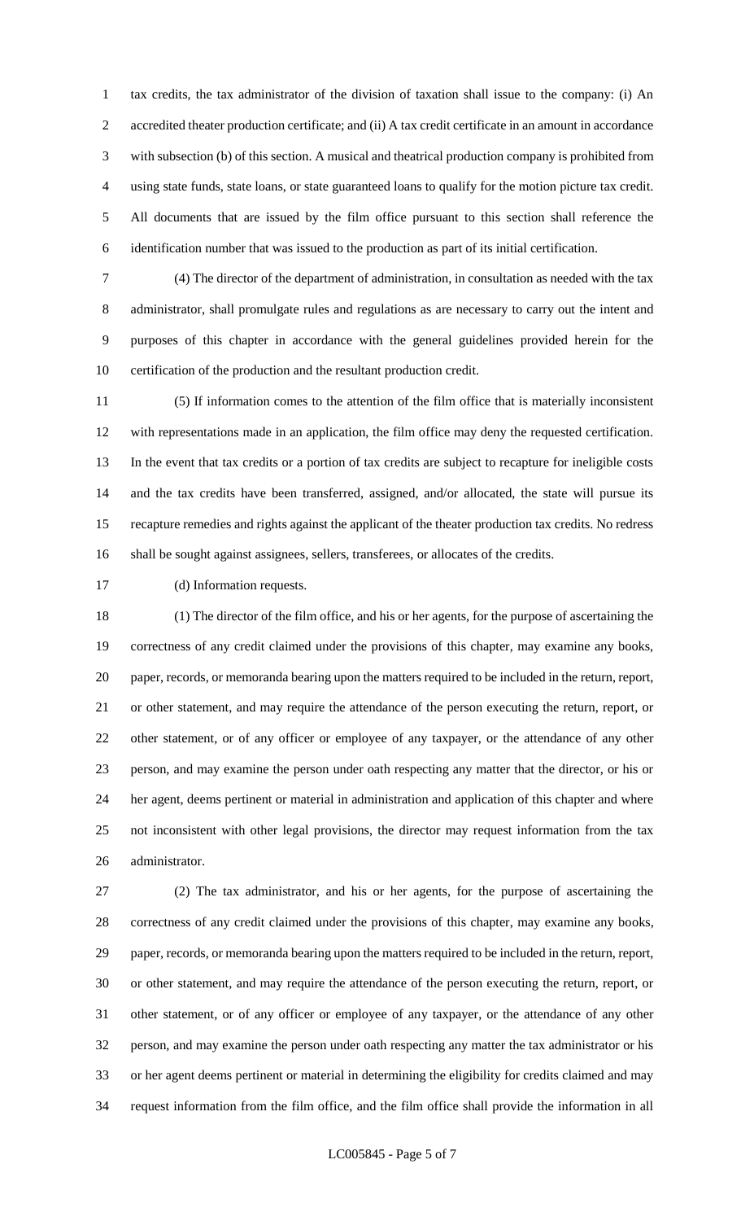tax credits, the tax administrator of the division of taxation shall issue to the company: (i) An accredited theater production certificate; and (ii) A tax credit certificate in an amount in accordance with subsection (b) of this section. A musical and theatrical production company is prohibited from using state funds, state loans, or state guaranteed loans to qualify for the motion picture tax credit. All documents that are issued by the film office pursuant to this section shall reference the identification number that was issued to the production as part of its initial certification.

(4) The director of the department of administration, in consultation as needed with the tax administrator, shall promulgate rules and regulations as are necessary to carry out the intent and purposes of this chapter in accordance with the general guidelines provided herein for the certification of the production and the resultant production credit.

(5) If information comes to the attention of the film office that is materially inconsistent with representations made in an application, the film office may deny the requested certification. In the event that tax credits or a portion of tax credits are subject to recapture for ineligible costs and the tax credits have been transferred, assigned, and/or allocated, the state will pursue its recapture remedies and rights against the applicant of the theater production tax credits. No redress shall be sought against assignees, sellers, transferees, or allocates of the credits.

(d) Information requests.

(1) The director of the film office, and his or her agents, for the purpose of ascertaining the correctness of any credit claimed under the provisions of this chapter, may examine any books, paper, records, or memoranda bearing upon the matters required to be included in the return, report, or other statement, and may require the attendance of the person executing the return, report, or other statement, or of any officer or employee of any taxpayer, or the attendance of any other person, and may examine the person under oath respecting any matter that the director, or his or her agent, deems pertinent or material in administration and application of this chapter and where not inconsistent with other legal provisions, the director may request information from the tax administrator.

(2) The tax administrator, and his or her agents, for the purpose of ascertaining the correctness of any credit claimed under the provisions of this chapter, may examine any books, paper, records, or memoranda bearing upon the matters required to be included in the return, report, or other statement, and may require the attendance of the person executing the return, report, or other statement, or of any officer or employee of any taxpayer, or the attendance of any other person, and may examine the person under oath respecting any matter the tax administrator or his or her agent deems pertinent or material in determining the eligibility for credits claimed and may request information from the film office, and the film office shall provide the information in all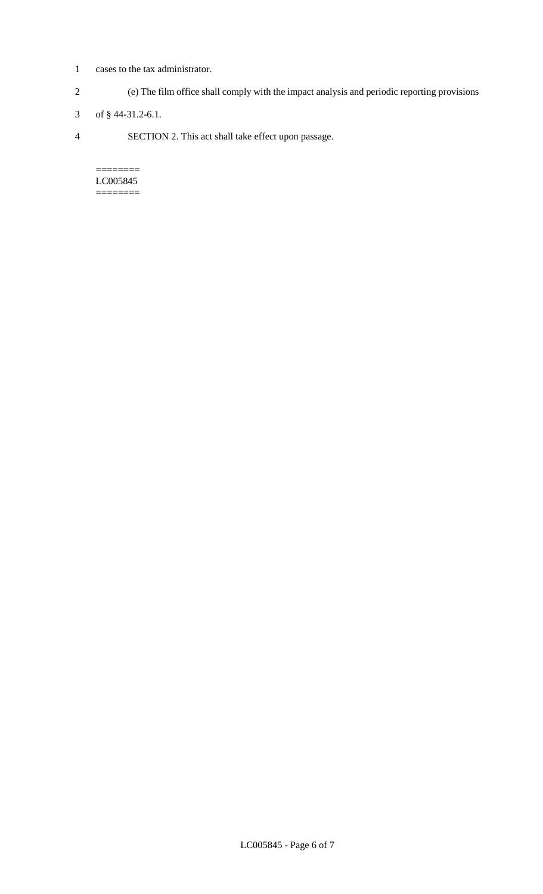cases to the tax administrator.

(e) The film office shall comply with the impact analysis and periodic reporting provisions of § 44-31.2-6.1.

SECTION 2. This act shall take effect upon passage.

========
LC005845
========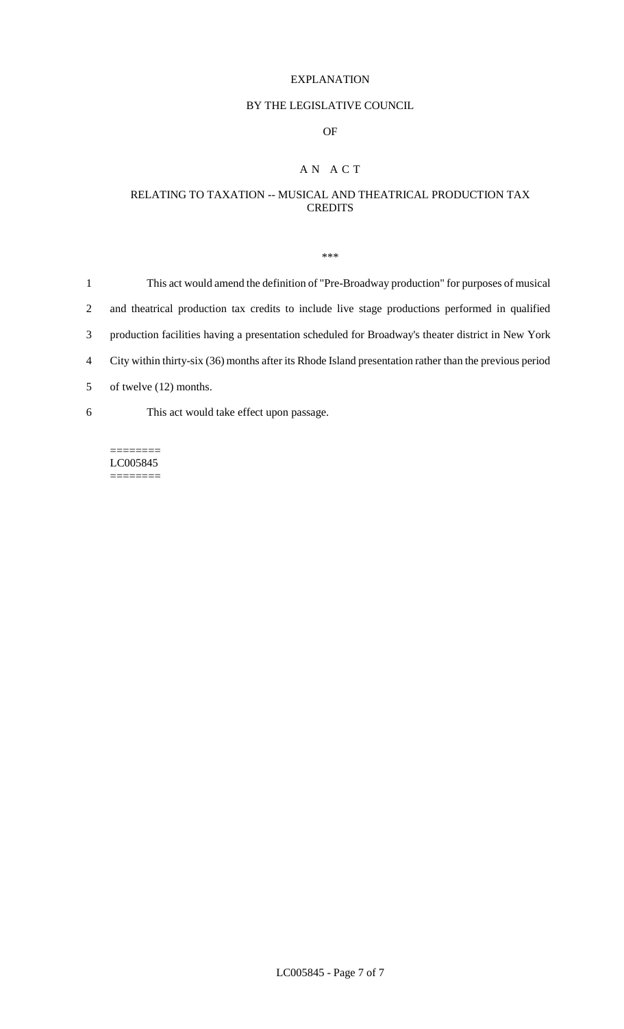EXPLANATION

BY THE LEGISLATIVE COUNCIL

OF

# A N A C T

## RELATING TO TAXATION -- MUSICAL AND THEATRICAL PRODUCTION TAX CREDITS

\*\*\*

1 This act would amend the definition of "Pre-Broadway production" for purposes of musical
2 and theatrical production tax credits to include live stage productions performed in qualified
3 production facilities having a presentation scheduled for Broadway's theater district in New York
4 City within thirty-six (36) months after its Rhode Island presentation rather than the previous period
5 of twelve (12) months.

6 This act would take effect upon passage.

========
LC005845
========